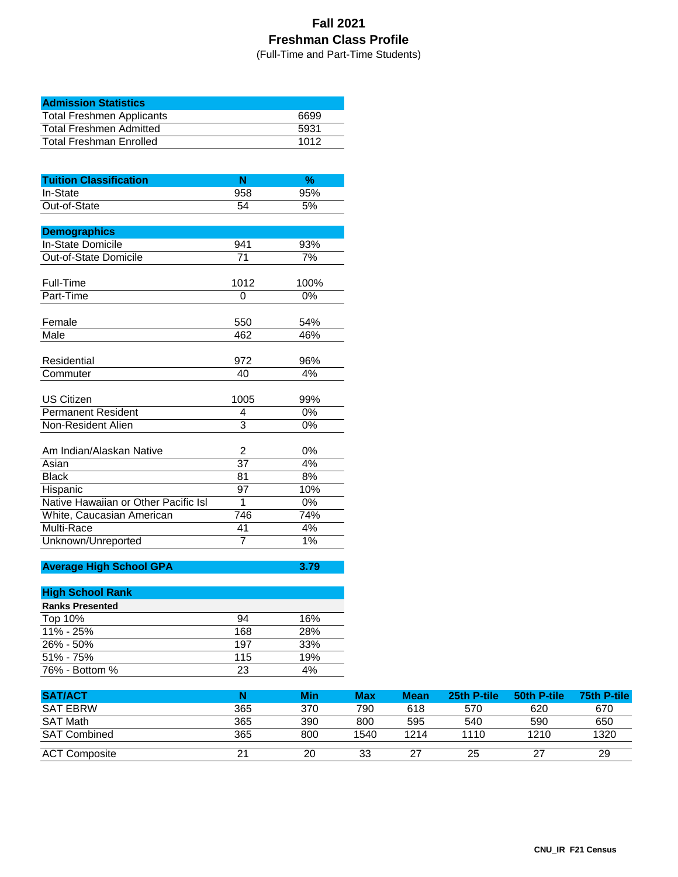# Fall 2021
## Freshman Class Profile
(Full-Time and Part-Time Students)

| Admission Statistics | |
|---|---|
| Total Freshmen Applicants | 6699 |
| Total Freshmen Admitted | 5931 |
| Total Freshman Enrolled | 1012 |

| Tuition Classification | N | % |
|---|---|---|
| In-State | 958 | 95% |
| Out-of-State | 54 | 5% |

| Demographics | | |
|---|---|---|
| In-State Domicile | 941 | 93% |
| Out-of-State Domicile | 71 | 7% |
| | | |
| Full-Time | 1012 | 100% |
| Part-Time | 0 | 0% |
| | | |
| Female | 550 | 54% |
| Male | 462 | 46% |
| | | |
| Residential | 972 | 96% |
| Commuter | 40 | 4% |
| | | |
| US Citizen | 1005 | 99% |
| Permanent Resident | 4 | 0% |
| Non-Resident Alien | 3 | 0% |
| | | |
| Am Indian/Alaskan Native | 2 | 0% |
| Asian | 37 | 4% |
| Black | 81 | 8% |
| Hispanic | 97 | 10% |
| Native Hawaiian or Other Pacific Isl | 1 | 0% |
| White, Caucasian American | 746 | 74% |
| Multi-Race | 41 | 4% |
| Unknown/Unreported | 7 | 1% |

| Average High School GPA | 3.79 |
|---|---|

| High School Rank | | |
|---|---|---|
| **Ranks Presented** | | |
| Top 10% | 94 | 16% |
| 11% - 25% | 168 | 28% |
| 26% - 50% | 197 | 33% |
| 51% - 75% | 115 | 19% |
| 76% - Bottom % | 23 | 4% |

| SAT/ACT | N | Min | Max | Mean | 25th P-tile | 50th P-tile | 75th P-tile |
|---|---|---|---|---|---|---|---|
| SAT EBRW | 365 | 370 | 790 | 618 | 570 | 620 | 670 |
| SAT Math | 365 | 390 | 800 | 595 | 540 | 590 | 650 |
| SAT Combined | 365 | 800 | 1540 | 1214 | 1110 | 1210 | 1320 |
| ACT Composite | 21 | 20 | 33 | 27 | 25 | 27 | 29 |

CNU_IR F21 Census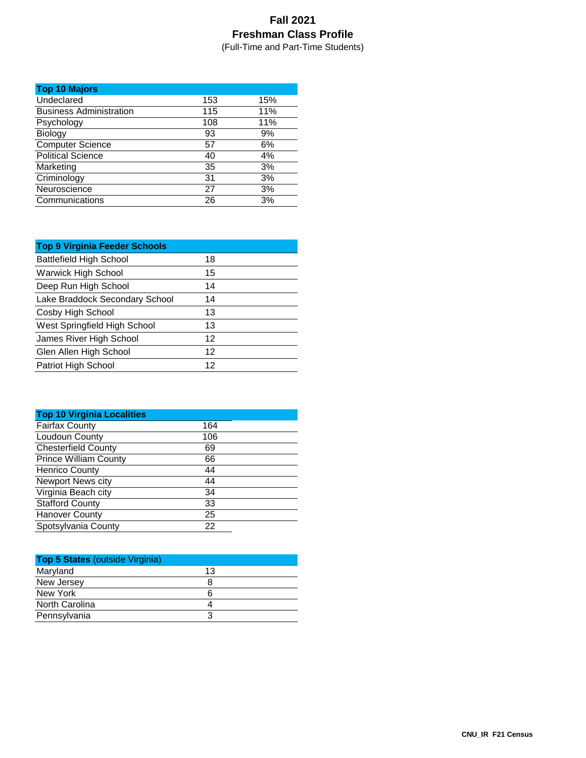# Fall 2021
## Freshman Class Profile
(Full-Time and Part-Time Students)

| Top 10 Majors | | |
|---|---|---|
| Undeclared | 153 | 15% |
| Business Administration | 115 | 11% |
| Psychology | 108 | 11% |
| Biology | 93 | 9% |
| Computer Science | 57 | 6% |
| Political Science | 40 | 4% |
| Marketing | 35 | 3% |
| Criminology | 31 | 3% |
| Neuroscience | 27 | 3% |
| Communications | 26 | 3% |

| Top 9 Virginia Feeder Schools | |
|---|---|
| Battlefield High School | 18 |
| Warwick High School | 15 |
| Deep Run High School | 14 |
| Lake Braddock Secondary School | 14 |
| Cosby High School | 13 |
| West Springfield High School | 13 |
| James River High School | 12 |
| Glen Allen High School | 12 |
| Patriot High School | 12 |

| Top 10 Virginia Localities | |
|---|---|
| Fairfax County | 164 |
| Loudoun County | 106 |
| Chesterfield County | 69 |
| Prince William County | 66 |
| Henrico County | 44 |
| Newport News city | 44 |
| Virginia Beach city | 34 |
| Stafford County | 33 |
| Hanover County | 25 |
| Spotsylvania County | 22 |

| **Top 5 States** (outside Virginia) | |
|---|---|
| Maryland | 13 |
| New Jersey | 8 |
| New York | 6 |
| North Carolina | 4 |
| Pennsylvania | 3 |